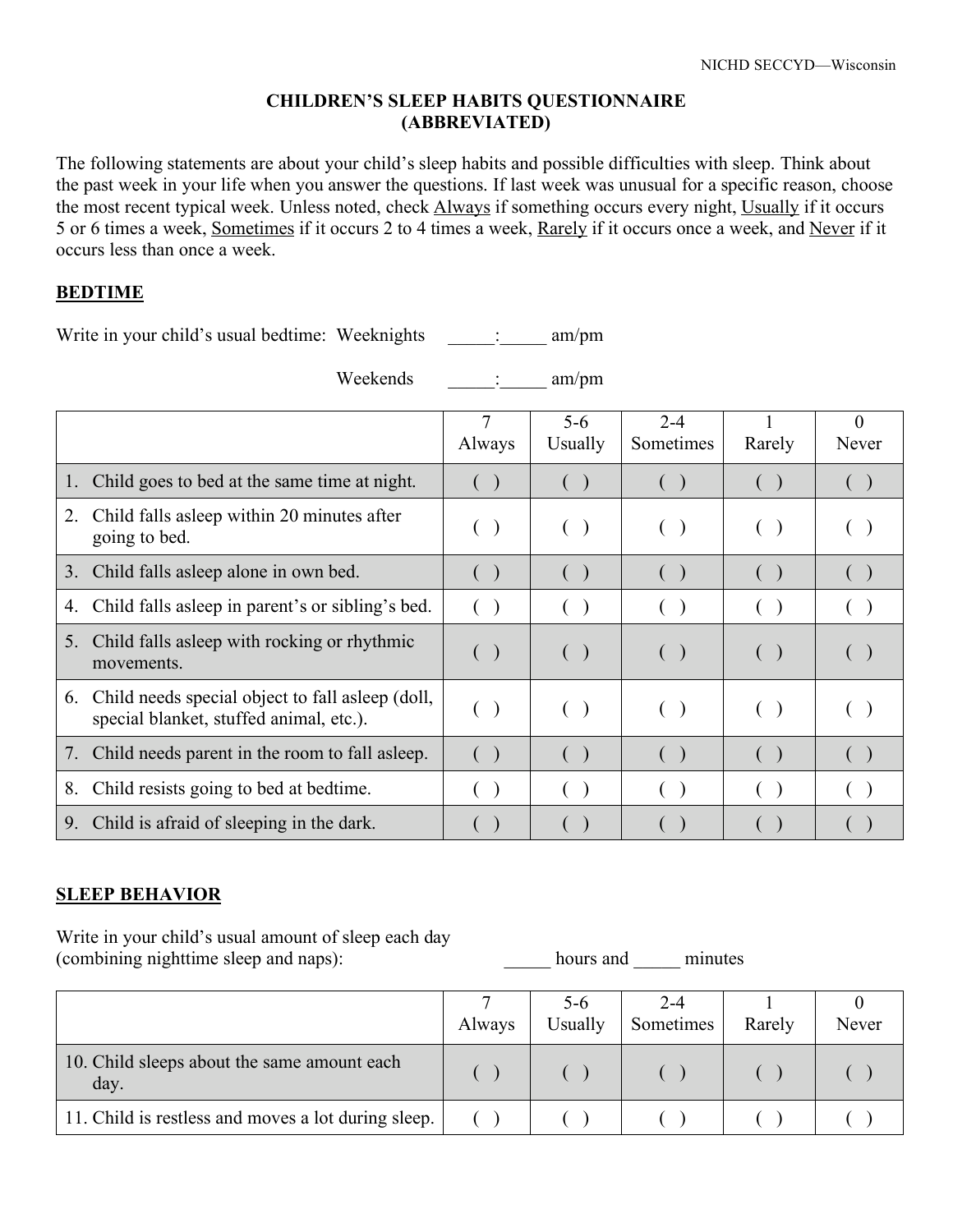# CHILDREN'S SLEEP HABITS QUESTIONNAIRE (ABBREVIATED)

The following statements are about your child's sleep habits and possible difficulties with sleep. Think about the past week in your life when you answer the questions. If last week was unusual for a specific reason, choose the most recent typical week. Unless noted, check Always if something occurs every night, Usually if it occurs 5 or 6 times a week, Sometimes if it occurs 2 to 4 times a week, Rarely if it occurs once a week, and Never if it occurs less than once a week.

## BEDTIME

Write in your child's usual bedtime: Weeknights _____:_____ am/pm

Weekends _____:_____ am/pm

| | 7 Always | 5-6 Usually | 2-4 Sometimes | 1 Rarely | 0 Never |
|---|---|---|---|---|---|
| 1. Child goes to bed at the same time at night. | ( ) | ( ) | ( ) | ( ) | ( ) |
| 2. Child falls asleep within 20 minutes after going to bed. | ( ) | ( ) | ( ) | ( ) | ( ) |
| 3. Child falls asleep alone in own bed. | ( ) | ( ) | ( ) | ( ) | ( ) |
| 4. Child falls asleep in parent's or sibling's bed. | ( ) | ( ) | ( ) | ( ) | ( ) |
| 5. Child falls asleep with rocking or rhythmic movements. | ( ) | ( ) | ( ) | ( ) | ( ) |
| 6. Child needs special object to fall asleep (doll, special blanket, stuffed animal, etc.). | ( ) | ( ) | ( ) | ( ) | ( ) |
| 7. Child needs parent in the room to fall asleep. | ( ) | ( ) | ( ) | ( ) | ( ) |
| 8. Child resists going to bed at bedtime. | ( ) | ( ) | ( ) | ( ) | ( ) |
| 9. Child is afraid of sleeping in the dark. | ( ) | ( ) | ( ) | ( ) | ( ) |

## SLEEP BEHAVIOR

Write in your child's usual amount of sleep each day (combining nighttime sleep and naps): _____ hours and _____ minutes

| | 7 Always | 5-6 Usually | 2-4 Sometimes | 1 Rarely | 0 Never |
|---|---|---|---|---|---|
| 10. Child sleeps about the same amount each day. | ( ) | ( ) | ( ) | ( ) | ( ) |
| 11. Child is restless and moves a lot during sleep. | ( ) | ( ) | ( ) | ( ) | ( ) |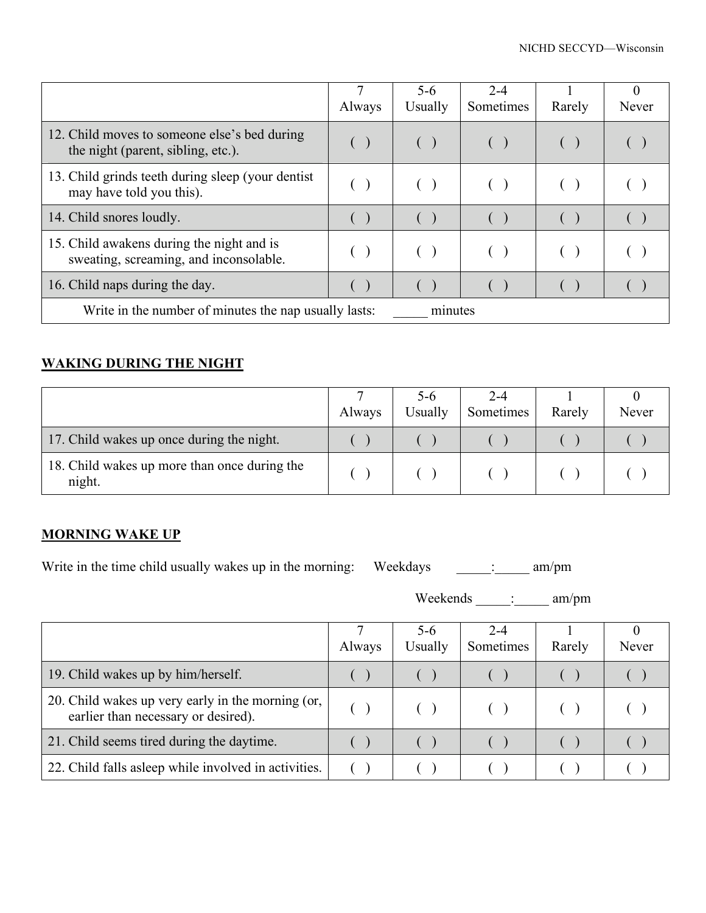| | 7 Always | 5-6 Usually | 2-4 Sometimes | 1 Rarely | 0 Never |
|---|---|---|---|---|---|
| 12. Child moves to someone else's bed during the night (parent, sibling, etc.). | ( ) | ( ) | ( ) | ( ) | ( ) |
| 13. Child grinds teeth during sleep (your dentist may have told you this). | ( ) | ( ) | ( ) | ( ) | ( ) |
| 14. Child snores loudly. | ( ) | ( ) | ( ) | ( ) | ( ) |
| 15. Child awakens during the night and is sweating, screaming, and inconsolable. | ( ) | ( ) | ( ) | ( ) | ( ) |
| 16. Child naps during the day. | ( ) | ( ) | ( ) | ( ) | ( ) |
| Write in the number of minutes the nap usually lasts: _____ minutes | | | | | |

## WAKING DURING THE NIGHT

| | 7 Always | 5-6 Usually | 2-4 Sometimes | 1 Rarely | 0 Never |
|---|---|---|---|---|---|
| 17. Child wakes up once during the night. | ( ) | ( ) | ( ) | ( ) | ( ) |
| 18. Child wakes up more than once during the night. | ( ) | ( ) | ( ) | ( ) | ( ) |

## MORNING WAKE UP

Write in the time child usually wakes up in the morning: Weekdays _____:_____ am/pm

Weekends _____:_____ am/pm

| | 7 Always | 5-6 Usually | 2-4 Sometimes | 1 Rarely | 0 Never |
|---|---|---|---|---|---|
| 19. Child wakes up by him/herself. | ( ) | ( ) | ( ) | ( ) | ( ) |
| 20. Child wakes up very early in the morning (or, earlier than necessary or desired). | ( ) | ( ) | ( ) | ( ) | ( ) |
| 21. Child seems tired during the daytime. | ( ) | ( ) | ( ) | ( ) | ( ) |
| 22. Child falls asleep while involved in activities. | ( ) | ( ) | ( ) | ( ) | ( ) |